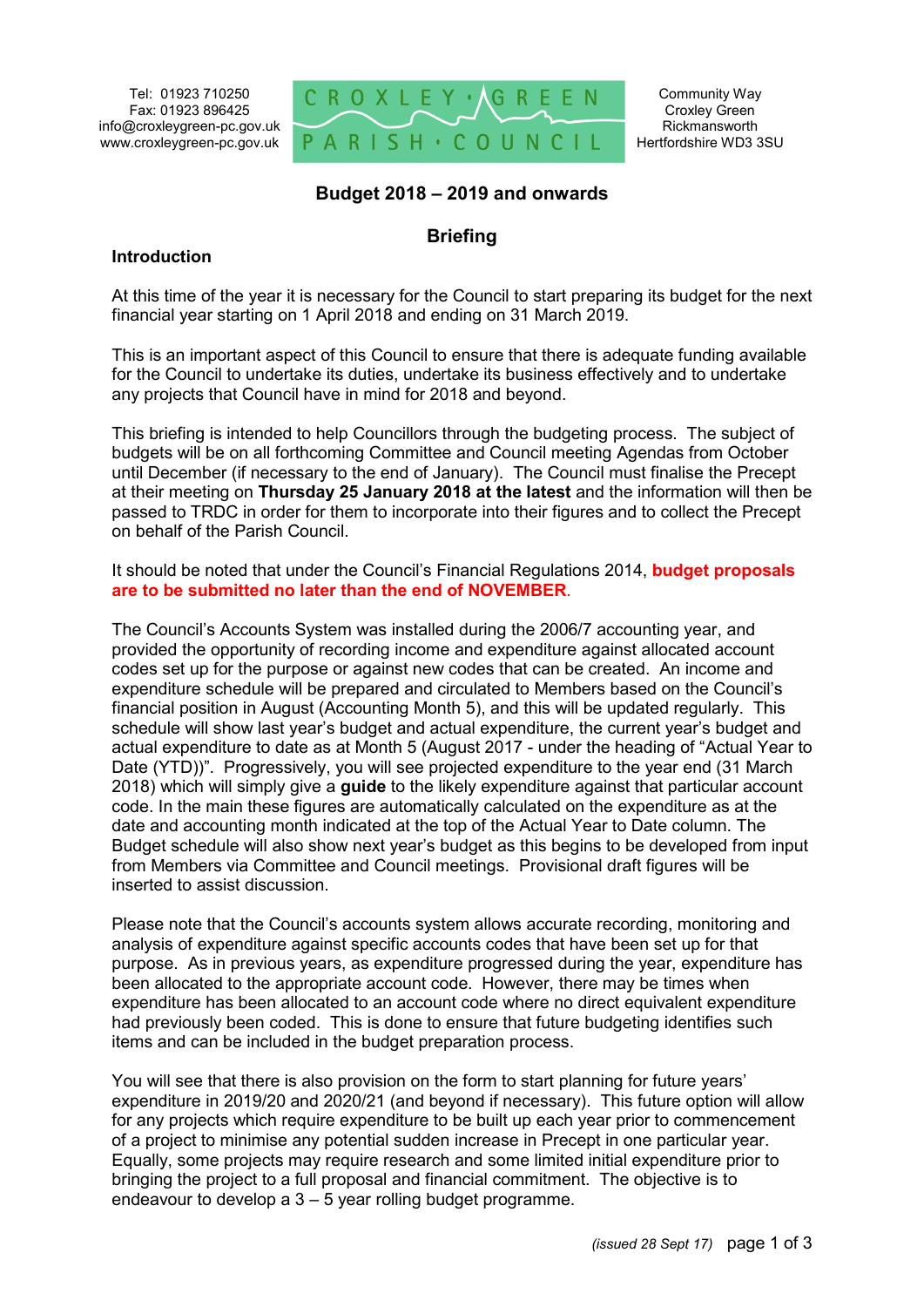Tel: 01923 710250
Fax: 01923 896425
info@croxleygreen-pc.gov.uk
www.croxleygreen-pc.gov.uk

CROXLEY GREEN PARISH COUNCIL

Community Way
Croxley Green
Rickmansworth
Hertfordshire WD3 3SU

# Budget 2018 – 2019 and onwards

## Briefing

### Introduction

At this time of the year it is necessary for the Council to start preparing its budget for the next financial year starting on 1 April 2018 and ending on 31 March 2019.

This is an important aspect of this Council to ensure that there is adequate funding available for the Council to undertake its duties, undertake its business effectively and to undertake any projects that Council have in mind for 2018 and beyond.

This briefing is intended to help Councillors through the budgeting process. The subject of budgets will be on all forthcoming Committee and Council meeting Agendas from October until December (if necessary to the end of January). The Council must finalise the Precept at their meeting on **Thursday 25 January 2018 at the latest** and the information will then be passed to TRDC in order for them to incorporate into their figures and to collect the Precept on behalf of the Parish Council.

It should be noted that under the Council's Financial Regulations 2014, **budget proposals are to be submitted no later than the end of NOVEMBER**.

The Council's Accounts System was installed during the 2006/7 accounting year, and provided the opportunity of recording income and expenditure against allocated account codes set up for the purpose or against new codes that can be created. An income and expenditure schedule will be prepared and circulated to Members based on the Council's financial position in August (Accounting Month 5), and this will be updated regularly. This schedule will show last year's budget and actual expenditure, the current year's budget and actual expenditure to date as at Month 5 (August 2017 - under the heading of "Actual Year to Date (YTD))". Progressively, you will see projected expenditure to the year end (31 March 2018) which will simply give a **guide** to the likely expenditure against that particular account code. In the main these figures are automatically calculated on the expenditure as at the date and accounting month indicated at the top of the Actual Year to Date column. The Budget schedule will also show next year's budget as this begins to be developed from input from Members via Committee and Council meetings. Provisional draft figures will be inserted to assist discussion.

Please note that the Council's accounts system allows accurate recording, monitoring and analysis of expenditure against specific accounts codes that have been set up for that purpose. As in previous years, as expenditure progressed during the year, expenditure has been allocated to the appropriate account code. However, there may be times when expenditure has been allocated to an account code where no direct equivalent expenditure had previously been coded. This is done to ensure that future budgeting identifies such items and can be included in the budget preparation process.

You will see that there is also provision on the form to start planning for future years' expenditure in 2019/20 and 2020/21 (and beyond if necessary). This future option will allow for any projects which require expenditure to be built up each year prior to commencement of a project to minimise any potential sudden increase in Precept in one particular year. Equally, some projects may require research and some limited initial expenditure prior to bringing the project to a full proposal and financial commitment. The objective is to endeavour to develop a 3 – 5 year rolling budget programme.

*(issued 28 Sept 17)*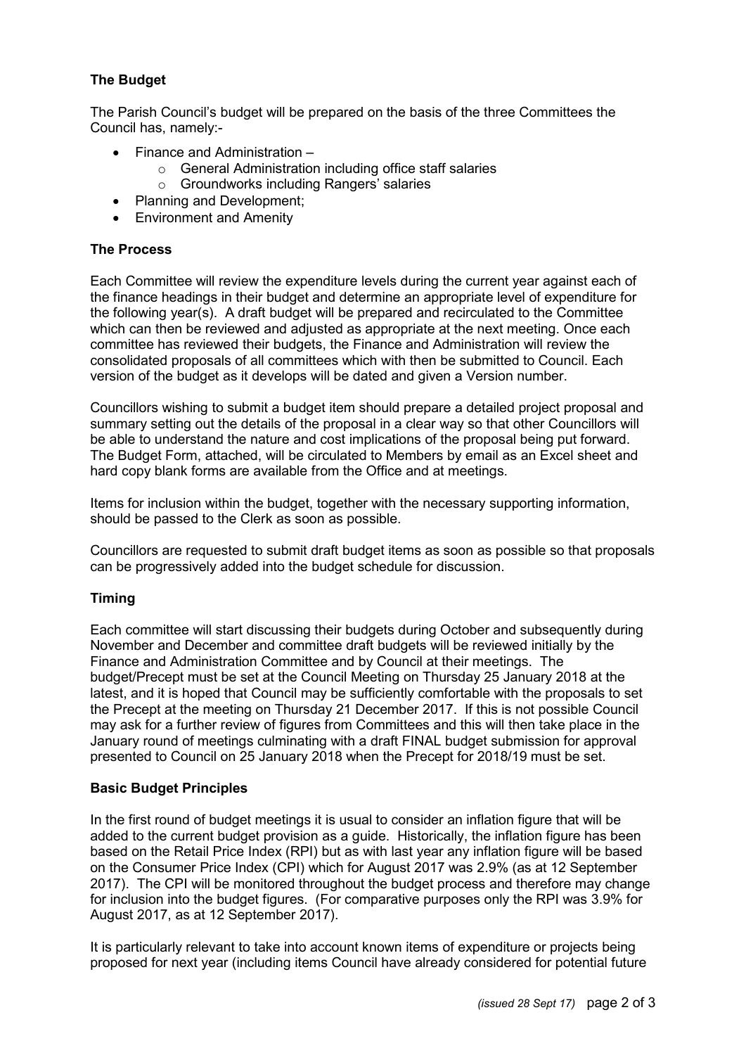## The Budget

The Parish Council's budget will be prepared on the basis of the three Committees the Council has, namely:-

- Finance and Administration –
    - General Administration including office staff salaries
    - Groundworks including Rangers' salaries
- Planning and Development;
- Environment and Amenity

## The Process

Each Committee will review the expenditure levels during the current year against each of the finance headings in their budget and determine an appropriate level of expenditure for the following year(s). A draft budget will be prepared and recirculated to the Committee which can then be reviewed and adjusted as appropriate at the next meeting. Once each committee has reviewed their budgets, the Finance and Administration will review the consolidated proposals of all committees which with then be submitted to Council. Each version of the budget as it develops will be dated and given a Version number.

Councillors wishing to submit a budget item should prepare a detailed project proposal and summary setting out the details of the proposal in a clear way so that other Councillors will be able to understand the nature and cost implications of the proposal being put forward. The Budget Form, attached, will be circulated to Members by email as an Excel sheet and hard copy blank forms are available from the Office and at meetings.

Items for inclusion within the budget, together with the necessary supporting information, should be passed to the Clerk as soon as possible.

Councillors are requested to submit draft budget items as soon as possible so that proposals can be progressively added into the budget schedule for discussion.

## Timing

Each committee will start discussing their budgets during October and subsequently during November and December and committee draft budgets will be reviewed initially by the Finance and Administration Committee and by Council at their meetings. The budget/Precept must be set at the Council Meeting on Thursday 25 January 2018 at the latest, and it is hoped that Council may be sufficiently comfortable with the proposals to set the Precept at the meeting on Thursday 21 December 2017. If this is not possible Council may ask for a further review of figures from Committees and this will then take place in the January round of meetings culminating with a draft FINAL budget submission for approval presented to Council on 25 January 2018 when the Precept for 2018/19 must be set.

## Basic Budget Principles

In the first round of budget meetings it is usual to consider an inflation figure that will be added to the current budget provision as a guide. Historically, the inflation figure has been based on the Retail Price Index (RPI) but as with last year any inflation figure will be based on the Consumer Price Index (CPI) which for August 2017 was 2.9% (as at 12 September 2017). The CPI will be monitored throughout the budget process and therefore may change for inclusion into the budget figures. (For comparative purposes only the RPI was 3.9% for August 2017, as at 12 September 2017).

It is particularly relevant to take into account known items of expenditure or projects being proposed for next year (including items Council have already considered for potential future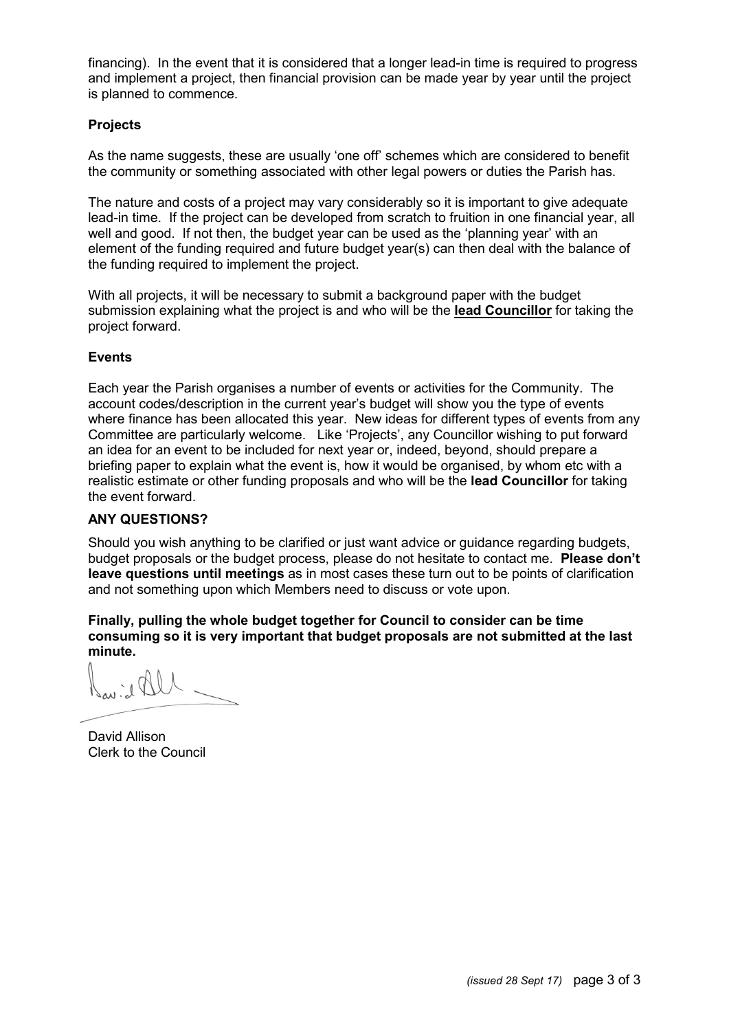financing). In the event that it is considered that a longer lead-in time is required to progress and implement a project, then financial provision can be made year by year until the project is planned to commence.

**Projects**

As the name suggests, these are usually 'one off' schemes which are considered to benefit the community or something associated with other legal powers or duties the Parish has.

The nature and costs of a project may vary considerably so it is important to give adequate lead-in time. If the project can be developed from scratch to fruition in one financial year, all well and good. If not then, the budget year can be used as the 'planning year' with an element of the funding required and future budget year(s) can then deal with the balance of the funding required to implement the project.

With all projects, it will be necessary to submit a background paper with the budget submission explaining what the project is and who will be the **lead Councillor** for taking the project forward.

**Events**

Each year the Parish organises a number of events or activities for the Community. The account codes/description in the current year's budget will show you the type of events where finance has been allocated this year. New ideas for different types of events from any Committee are particularly welcome. Like 'Projects', any Councillor wishing to put forward an idea for an event to be included for next year or, indeed, beyond, should prepare a briefing paper to explain what the event is, how it would be organised, by whom etc with a realistic estimate or other funding proposals and who will be the **lead Councillor** for taking the event forward.

**ANY QUESTIONS?**

Should you wish anything to be clarified or just want advice or guidance regarding budgets, budget proposals or the budget process, please do not hesitate to contact me. **Please don't leave questions until meetings** as in most cases these turn out to be points of clarification and not something upon which Members need to discuss or vote upon.

**Finally, pulling the whole budget together for Council to consider can be time consuming so it is very important that budget proposals are not submitted at the last minute.**

David Allison
Clerk to the Council

*(issued 28 Sept 17)*